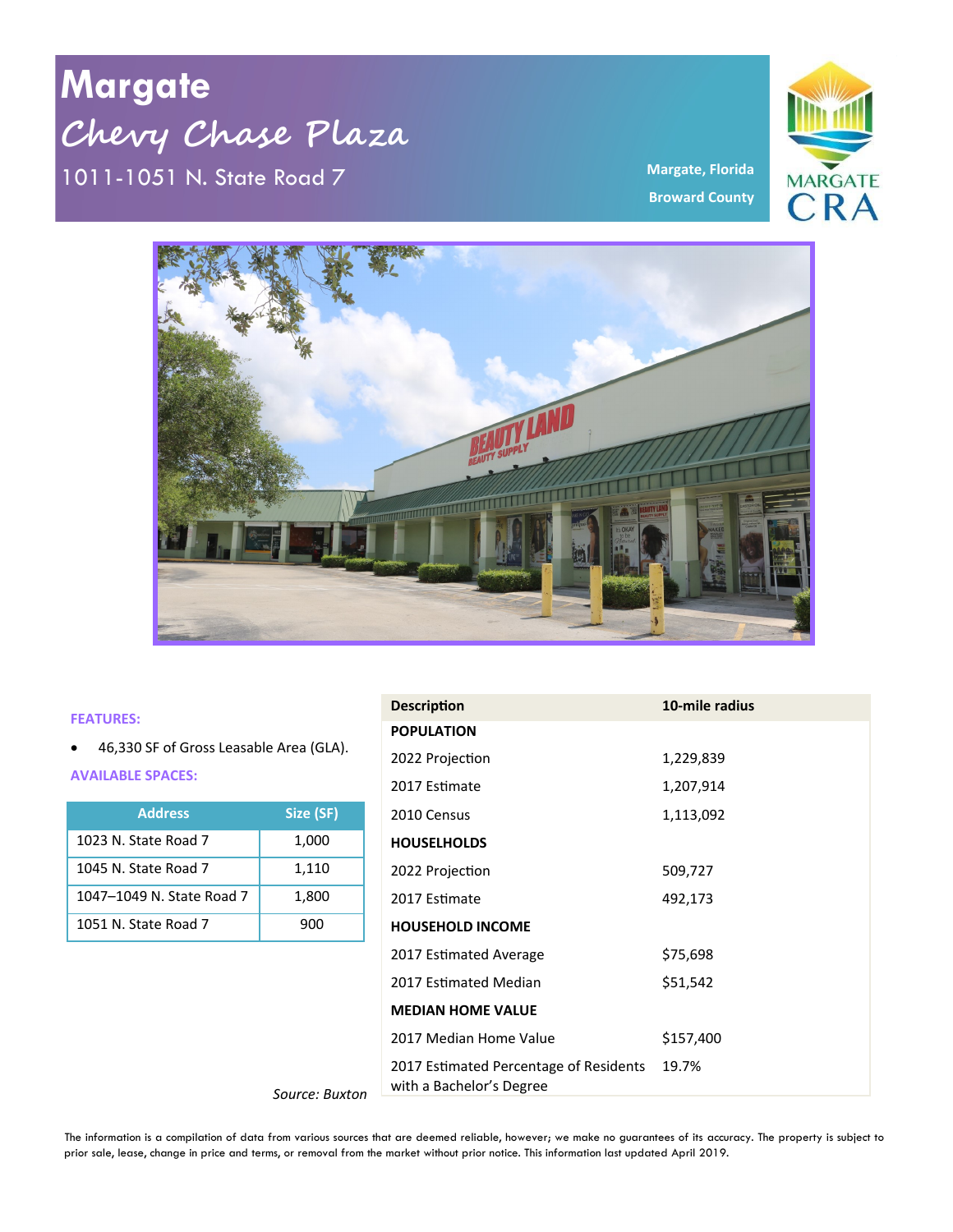# Margate

## Chevy Chase Plaza

1011-1051 N. State Road 7

**Margate, Florida**

**Broward County**

MARGATE CRA

**FEATURES:**

- 46,330 SF of Gross Leasable Area (GLA).

**AVAILABLE SPACES:**

| Address | Size (SF) |
|---|---|
| 1023 N. State Road 7 | 1,000 |
| 1045 N. State Road 7 | 1,110 |
| 1047–1049 N. State Road 7 | 1,800 |
| 1051 N. State Road 7 | 900 |

| Description | 10-mile radius |
|---|---|
| **POPULATION** | |
| 2022 Projection | 1,229,839 |
| 2017 Estimate | 1,207,914 |
| 2010 Census | 1,113,092 |
| **HOUSEHOLDS** | |
| 2022 Projection | 509,727 |
| 2017 Estimate | 492,173 |
| **HOUSEHOLD INCOME** | |
| 2017 Estimated Average | $75,698 |
| 2017 Estimated Median | $51,542 |
| **MEDIAN HOME VALUE** | |
| 2017 Median Home Value | $157,400 |
| 2017 Estimated Percentage of Residents with a Bachelor's Degree | 19.7% |

*Source: Buxton*

The information is a compilation of data from various sources that are deemed reliable, however; we make no guarantees of its accuracy. The property is subject to prior sale, lease, change in price and terms, or removal from the market without prior notice. This information last updated April 2019.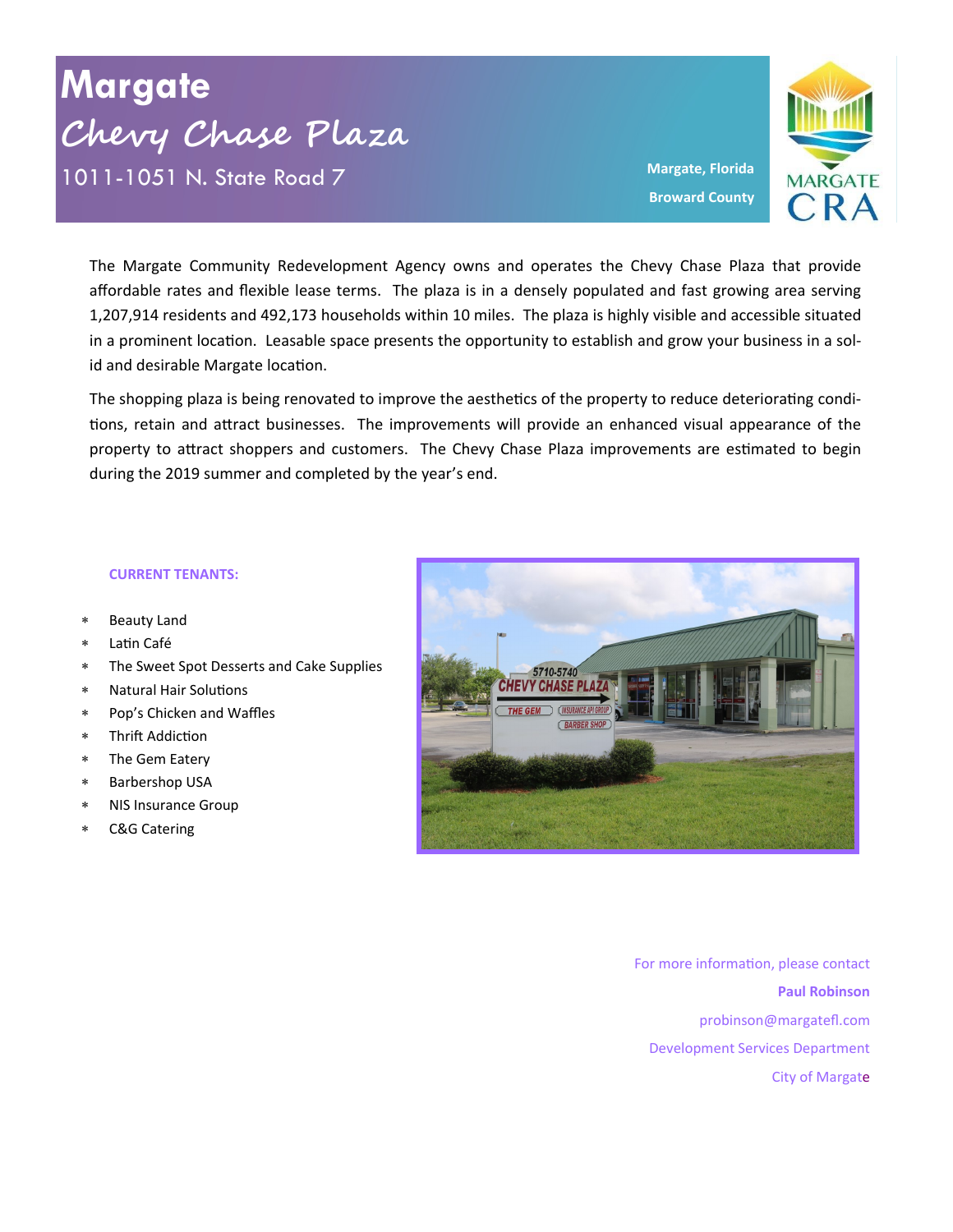# Margate

## Chevy Chase Plaza

1011-1051 N. State Road 7

**Margate, Florida**

**Broward County**

MARGATE CRA

The Margate Community Redevelopment Agency owns and operates the Chevy Chase Plaza that provide affordable rates and flexible lease terms. The plaza is in a densely populated and fast growing area serving 1,207,914 residents and 492,173 households within 10 miles. The plaza is highly visible and accessible situated in a prominent location. Leasable space presents the opportunity to establish and grow your business in a solid and desirable Margate location.

The shopping plaza is being renovated to improve the aesthetics of the property to reduce deteriorating conditions, retain and attract businesses. The improvements will provide an enhanced visual appearance of the property to attract shoppers and customers. The Chevy Chase Plaza improvements are estimated to begin during the 2019 summer and completed by the year's end.

**CURRENT TENANTS:**

- Beauty Land
- Latin Café
- The Sweet Spot Desserts and Cake Supplies
- Natural Hair Solutions
- Pop's Chicken and Waffles
- Thrift Addiction
- The Gem Eatery
- Barbershop USA
- NIS Insurance Group
- C&G Catering

For more information, please contact

**Paul Robinson**

probinson@margatefl.com

Development Services Department

City of Margate